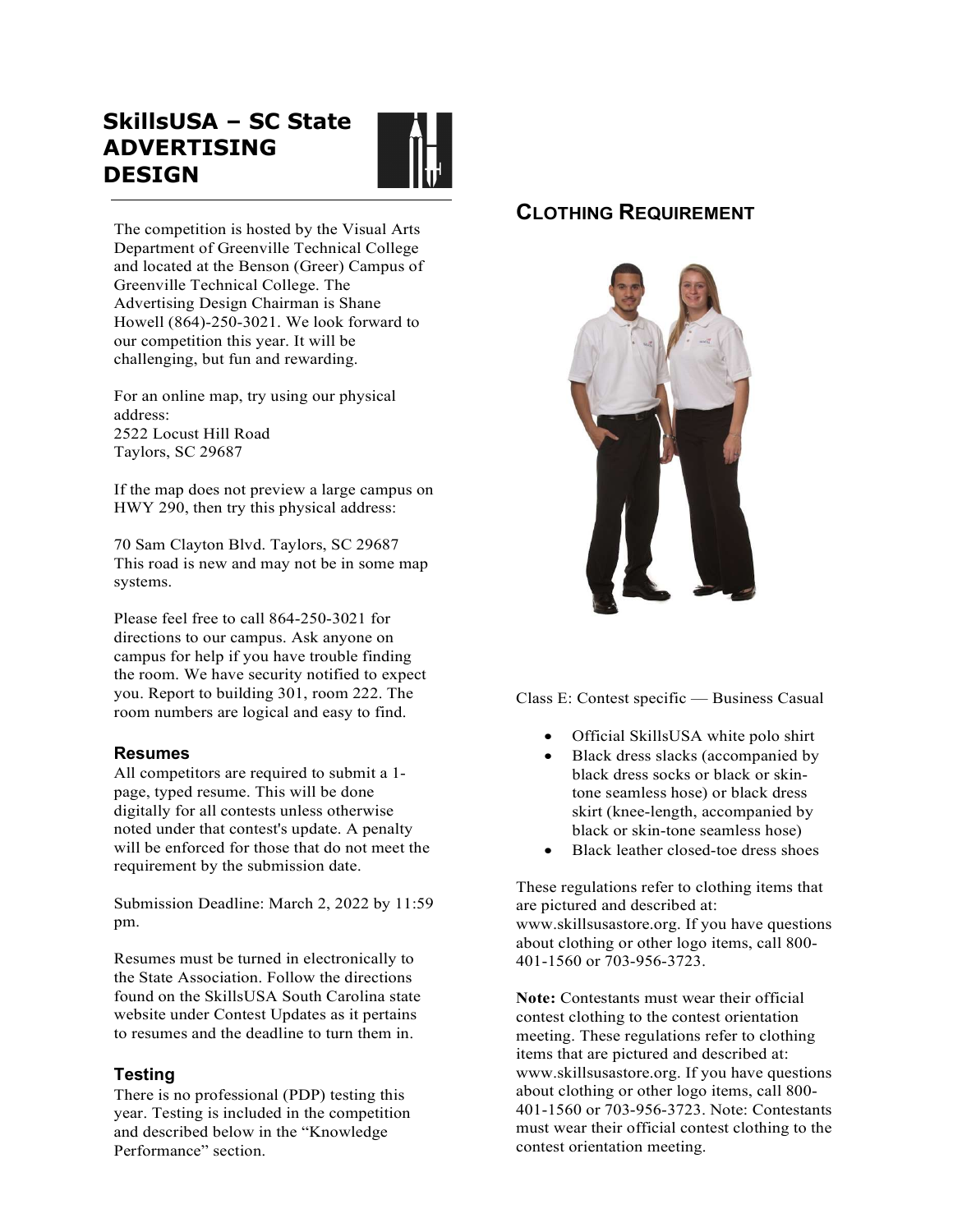# SkillsUSA – SC State ADVERTISING DESIGN

The competition is hosted by the Visual Arts Department of Greenville Technical College and located at the Benson (Greer) Campus of Greenville Technical College. The Advertising Design Chairman is Shane Howell (864)-250-3021. We look forward to our competition this year. It will be challenging, but fun and rewarding.

For an online map, try using our physical address:
2522 Locust Hill Road
Taylors, SC 29687

If the map does not preview a large campus on HWY 290, then try this physical address:

70 Sam Clayton Blvd. Taylors, SC 29687
This road is new and may not be in some map systems.

Please feel free to call 864-250-3021 for directions to our campus. Ask anyone on campus for help if you have trouble finding the room. We have security notified to expect you. Report to building 301, room 222. The room numbers are logical and easy to find.

### Resumes

All competitors are required to submit a 1-page, typed resume. This will be done digitally for all contests unless otherwise noted under that contest's update. A penalty will be enforced for those that do not meet the requirement by the submission date.

Submission Deadline: March 2, 2022 by 11:59 pm.

Resumes must be turned in electronically to the State Association. Follow the directions found on the SkillsUSA South Carolina state website under Contest Updates as it pertains to resumes and the deadline to turn them in.

### Testing

There is no professional (PDP) testing this year. Testing is included in the competition and described below in the "Knowledge Performance" section.

## Clothing Requirement

Class E: Contest specific — Business Casual

- Official SkillsUSA white polo shirt
- Black dress slacks (accompanied by black dress socks or black or skin-tone seamless hose) or black dress skirt (knee-length, accompanied by black or skin-tone seamless hose)
- Black leather closed-toe dress shoes

These regulations refer to clothing items that are pictured and described at: www.skillsusastore.org. If you have questions about clothing or other logo items, call 800-401-1560 or 703-956-3723.

**Note:** Contestants must wear their official contest clothing to the contest orientation meeting. These regulations refer to clothing items that are pictured and described at: www.skillsusastore.org. If you have questions about clothing or other logo items, call 800-401-1560 or 703-956-3723. Note: Contestants must wear their official contest clothing to the contest orientation meeting.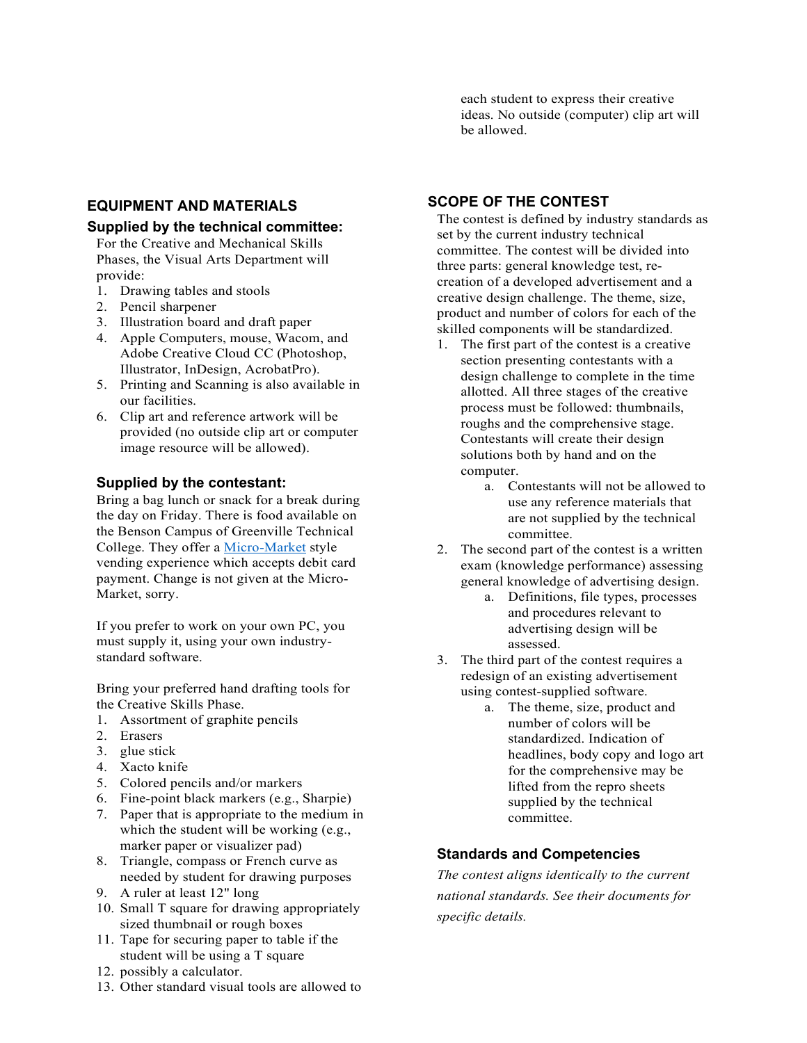## EQUIPMENT AND MATERIALS

### Supplied by the technical committee:

For the Creative and Mechanical Skills Phases, the Visual Arts Department will provide:

1. Drawing tables and stools
2. Pencil sharpener
3. Illustration board and draft paper
4. Apple Computers, mouse, Wacom, and Adobe Creative Cloud CC (Photoshop, Illustrator, InDesign, AcrobatPro).
5. Printing and Scanning is also available in our facilities.
6. Clip art and reference artwork will be provided (no outside clip art or computer image resource will be allowed).

### Supplied by the contestant:

Bring a bag lunch or snack for a break during the day on Friday. There is food available on the Benson Campus of Greenville Technical College. They offer a Micro-Market style vending experience which accepts debit card payment. Change is not given at the Micro-Market, sorry.

If you prefer to work on your own PC, you must supply it, using your own industry-standard software.

Bring your preferred hand drafting tools for the Creative Skills Phase.

1. Assortment of graphite pencils
2. Erasers
3. glue stick
4. Xacto knife
5. Colored pencils and/or markers
6. Fine-point black markers (e.g., Sharpie)
7. Paper that is appropriate to the medium in which the student will be working (e.g., marker paper or visualizer pad)
8. Triangle, compass or French curve as needed by student for drawing purposes
9. A ruler at least 12" long
10. Small T square for drawing appropriately sized thumbnail or rough boxes
11. Tape for securing paper to table if the student will be using a T square
12. possibly a calculator.
13. Other standard visual tools are allowed to each student to express their creative ideas. No outside (computer) clip art will be allowed.

## SCOPE OF THE CONTEST

The contest is defined by industry standards as set by the current industry technical committee. The contest will be divided into three parts: general knowledge test, re-creation of a developed advertisement and a creative design challenge. The theme, size, product and number of colors for each of the skilled components will be standardized.

1. The first part of the contest is a creative section presenting contestants with a design challenge to complete in the time allotted. All three stages of the creative process must be followed: thumbnails, roughs and the comprehensive stage. Contestants will create their design solutions both by hand and on the computer.
   a. Contestants will not be allowed to use any reference materials that are not supplied by the technical committee.
2. The second part of the contest is a written exam (knowledge performance) assessing general knowledge of advertising design.
   a. Definitions, file types, processes and procedures relevant to advertising design will be assessed.
3. The third part of the contest requires a redesign of an existing advertisement using contest-supplied software.
   a. The theme, size, product and number of colors will be standardized. Indication of headlines, body copy and logo art for the comprehensive may be lifted from the repro sheets supplied by the technical committee.

### Standards and Competencies

*The contest aligns identically to the current national standards. See their documents for specific details.*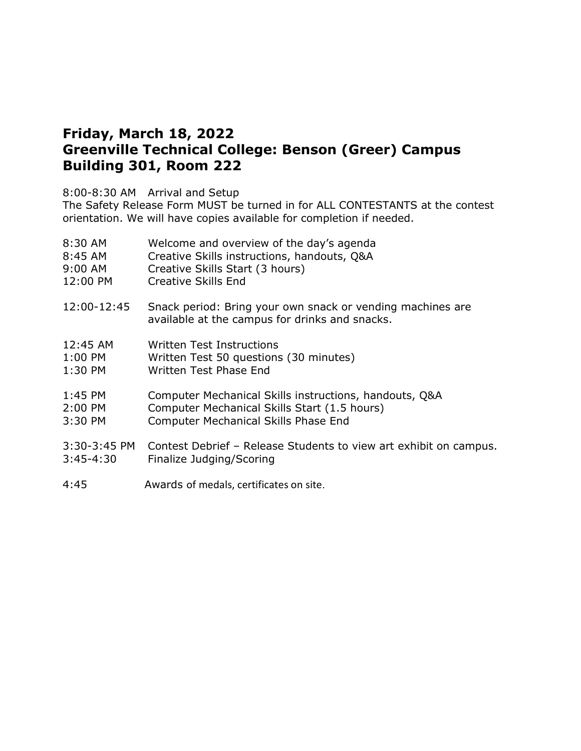## Friday, March 18, 2022
## Greenville Technical College: Benson (Greer) Campus
## Building 301, Room 222

8:00-8:30 AM Arrival and Setup
The Safety Release Form MUST be turned in for ALL CONTESTANTS at the contest orientation. We will have copies available for completion if needed.

| | |
|---|---|
| 8:30 AM | Welcome and overview of the day's agenda |
| 8:45 AM | Creative Skills instructions, handouts, Q&A |
| 9:00 AM | Creative Skills Start (3 hours) |
| 12:00 PM | Creative Skills End |
| 12:00-12:45 | Snack period: Bring your own snack or vending machines are available at the campus for drinks and snacks. |
| 12:45 AM | Written Test Instructions |
| 1:00 PM | Written Test 50 questions (30 minutes) |
| 1:30 PM | Written Test Phase End |
| 1:45 PM | Computer Mechanical Skills instructions, handouts, Q&A |
| 2:00 PM | Computer Mechanical Skills Start (1.5 hours) |
| 3:30 PM | Computer Mechanical Skills Phase End |
| 3:30-3:45 PM | Contest Debrief – Release Students to view art exhibit on campus. |
| 3:45-4:30 | Finalize Judging/Scoring |
| 4:45 | Awards of medals, certificates on site. |